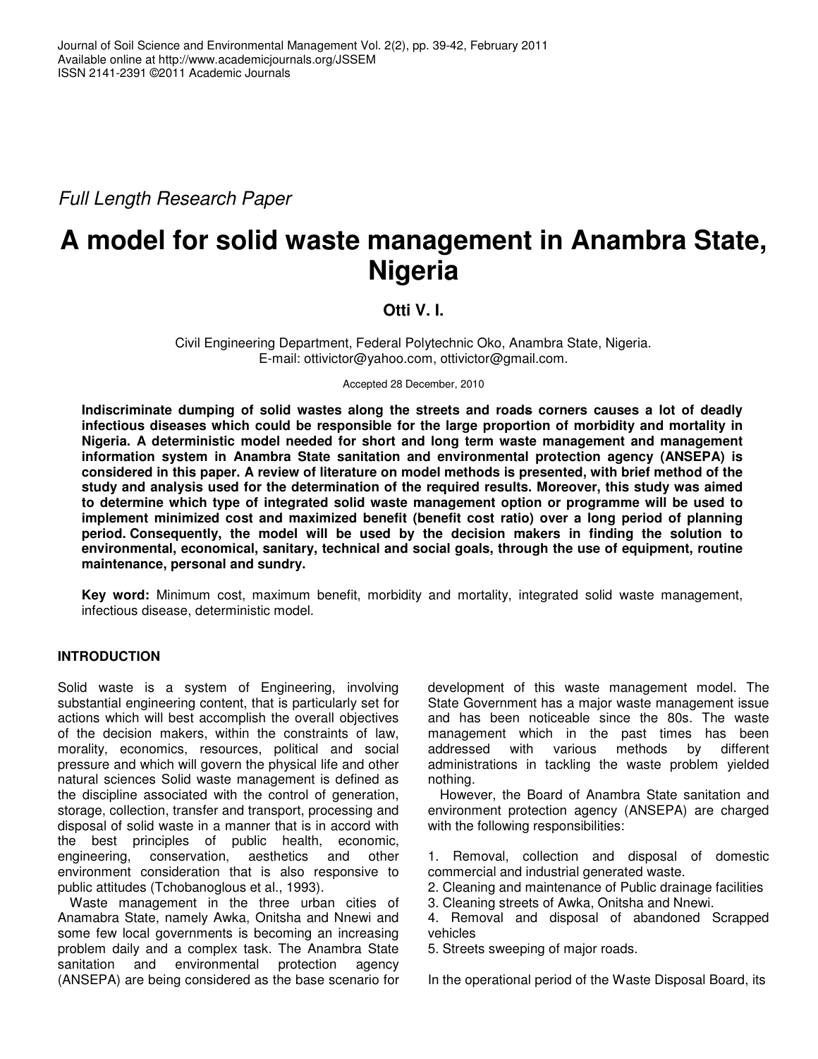*Full Length Research Paper*

# A model for solid waste management in Anambra State, Nigeria

**Otti V. I.**

Civil Engineering Department, Federal Polytechnic Oko, Anambra State, Nigeria.
E-mail: ottivictor@yahoo.com, ottivictor@gmail.com.

Accepted 28 December, 2010

**Indiscriminate dumping of solid wastes along the streets and roads corners causes a lot of deadly infectious diseases which could be responsible for the large proportion of morbidity and mortality in Nigeria. A deterministic model needed for short and long term waste management and management information system in Anambra State sanitation and environmental protection agency (ANSEPA) is considered in this paper. A review of literature on model methods is presented, with brief method of the study and analysis used for the determination of the required results. Moreover, this study was aimed to determine which type of integrated solid waste management option or programme will be used to implement minimized cost and maximized benefit (benefit cost ratio) over a long period of planning period. Consequently, the model will be used by the decision makers in finding the solution to environmental, economical, sanitary, technical and social goals, through the use of equipment, routine maintenance, personal and sundry.**

**Key word:** Minimum cost, maximum benefit, morbidity and mortality, integrated solid waste management, infectious disease, deterministic model.

## INTRODUCTION

Solid waste is a system of Engineering, involving substantial engineering content, that is particularly set for actions which will best accomplish the overall objectives of the decision makers, within the constraints of law, morality, economics, resources, political and social pressure and which will govern the physical life and other natural sciences Solid waste management is defined as the discipline associated with the control of generation, storage, collection, transfer and transport, processing and disposal of solid waste in a manner that is in accord with the best principles of public health, economic, engineering, conservation, aesthetics and other environment consideration that is also responsive to public attitudes (Tchobanoglous et al., 1993).

Waste management in the three urban cities of Anamabra State, namely Awka, Onitsha and Nnewi and some few local governments is becoming an increasing problem daily and a complex task. The Anambra State sanitation and environmental protection agency (ANSEPA) are being considered as the base scenario for development of this waste management model. The State Government has a major waste management issue and has been noticeable since the 80s. The waste management which in the past times has been addressed with various methods by different administrations in tackling the waste problem yielded nothing.

However, the Board of Anambra State sanitation and environment protection agency (ANSEPA) are charged with the following responsibilities:

1. Removal, collection and disposal of domestic commercial and industrial generated waste.
2. Cleaning and maintenance of Public drainage facilities
3. Cleaning streets of Awka, Onitsha and Nnewi.
4. Removal and disposal of abandoned Scrapped vehicles
5. Streets sweeping of major roads.

In the operational period of the Waste Disposal Board, its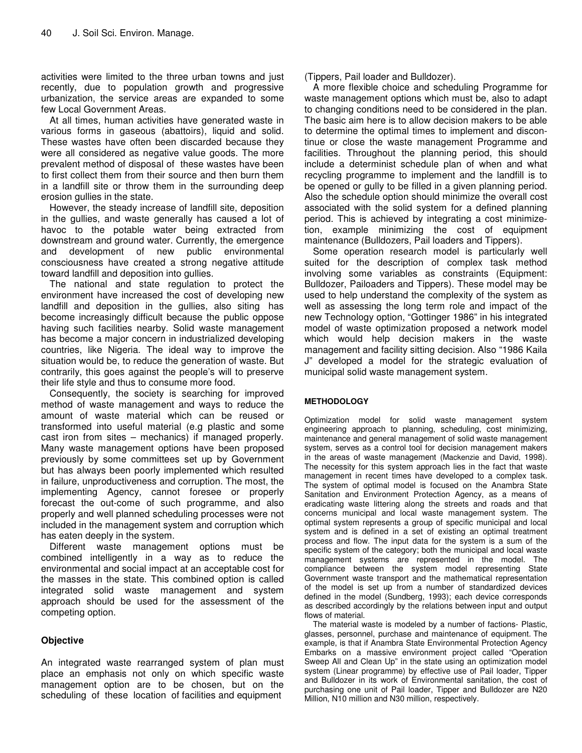activities were limited to the three urban towns and just recently, due to population growth and progressive urbanization, the service areas are expanded to some few Local Government Areas.

At all times, human activities have generated waste in various forms in gaseous (abattoirs), liquid and solid. These wastes have often been discarded because they were all considered as negative value goods. The more prevalent method of disposal of these wastes have been to first collect them from their source and then burn them in a landfill site or throw them in the surrounding deep erosion gullies in the state.

However, the steady increase of landfill site, deposition in the gullies, and waste generally has caused a lot of havoc to the potable water being extracted from downstream and ground water. Currently, the emergence and development of new public environmental consciousness have created a strong negative attitude toward landfill and deposition into gullies.

The national and state regulation to protect the environment have increased the cost of developing new landfill and deposition in the gullies, also siting has become increasingly difficult because the public oppose having such facilities nearby. Solid waste management has become a major concern in industrialized developing countries, like Nigeria. The ideal way to improve the situation would be, to reduce the generation of waste. But contrarily, this goes against the people's will to preserve their life style and thus to consume more food.

Consequently, the society is searching for improved method of waste management and ways to reduce the amount of waste material which can be reused or transformed into useful material (e.g plastic and some cast iron from sites – mechanics) if managed properly. Many waste management options have been proposed previously by some committees set up by Government but has always been poorly implemented which resulted in failure, unproductiveness and corruption. The most, the implementing Agency, cannot foresee or properly forecast the out-come of such programme, and also properly and well planned scheduling processes were not included in the management system and corruption which has eaten deeply in the system.

Different waste management options must be combined intelligently in a way as to reduce the environmental and social impact at an acceptable cost for the masses in the state. This combined option is called integrated solid waste management and system approach should be used for the assessment of the competing option.

## Objective

An integrated waste rearranged system of plan must place an emphasis not only on which specific waste management option are to be chosen, but on the scheduling of these location of facilities and equipment (Tippers, Pail loader and Bulldozer).

A more flexible choice and scheduling Programme for waste management options which must be, also to adapt to changing conditions need to be considered in the plan. The basic aim here is to allow decision makers to be able to determine the optimal times to implement and discontinue or close the waste management Programme and facilities. Throughout the planning period, this should include a determinist schedule plan of when and what recycling programme to implement and the landfill is to be opened or gully to be filled in a given planning period. Also the schedule option should minimize the overall cost associated with the solid system for a defined planning period. This is achieved by integrating a cost minimizetion, example minimizing the cost of equipment maintenance (Bulldozers, Pail loaders and Tippers).

Some operation research model is particularly well suited for the description of complex task method involving some variables as constraints (Equipment: Bulldozer, Pailoaders and Tippers). These model may be used to help understand the complexity of the system as well as assessing the long term role and impact of the new Technology option, "Gottinger 1986" in his integrated model of waste optimization proposed a network model which would help decision makers in the waste management and facility sitting decision. Also "1986 Kaila J" developed a model for the strategic evaluation of municipal solid waste management system.

## METHODOLOGY

Optimization model for solid waste management system engineering approach to planning, scheduling, cost minimizing, maintenance and general management of solid waste management system, serves as a control tool for decision management makers in the areas of waste management (Mackenzie and David, 1998). The necessity for this system approach lies in the fact that waste management in recent times have developed to a complex task. The system of optimal model is focused on the Anambra State Sanitation and Environment Protection Agency, as a means of eradicating waste littering along the streets and roads and that concerns municipal and local waste management system. The optimal system represents a group of specific municipal and local system and is defined in a set of existing an optimal treatment process and flow. The input data for the system is a sum of the specific system of the category; both the municipal and local waste management systems are represented in the model. The compliance between the system model representing State Government waste transport and the mathematical representation of the model is set up from a number of standardized devices defined in the model (Sundberg, 1993); each device corresponds as described accordingly by the relations between input and output flows of material.

The material waste is modeled by a number of factions- Plastic, glasses, personnel, purchase and maintenance of equipment. The example, is that if Anambra State Environmental Protection Agency Embarks on a massive environment project called "Operation Sweep All and Clean Up" in the state using an optimization model system (Linear programme) by effective use of Pail loader, Tipper and Bulldozer in its work of Environmental sanitation, the cost of purchasing one unit of Pail loader, Tipper and Bulldozer are N20 Million, N10 million and N30 million, respectively.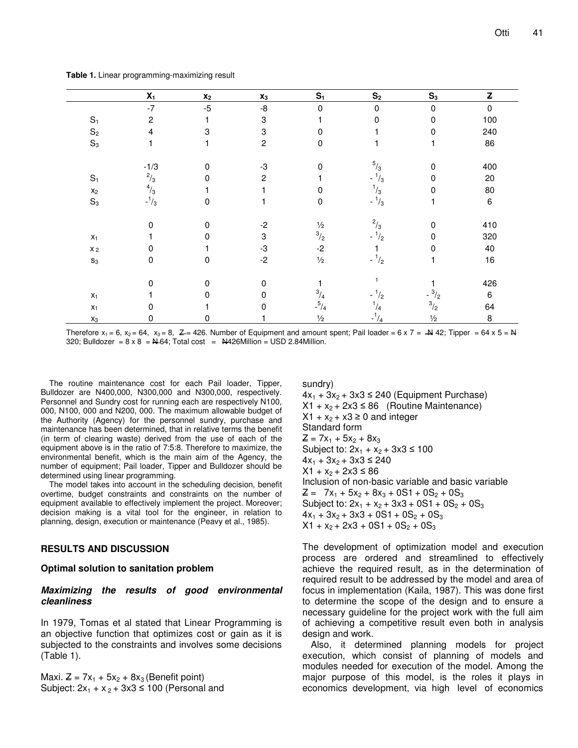**Table 1.** Linear programming-maximizing result

| | $X_1$ | $x_2$ | $x_3$ | $S_1$ | $S_2$ | $S_3$ | Z |
|---|---|---|---|---|---|---|---|
| | -7 | -5 | -8 | 0 | 0 | 0 | 0 |
| $S_1$ | 2 | 1 | 3 | 1 | 0 | 0 | 100 |
| $S_2$ | 4 | 3 | 3 | 0 | 1 | 0 | 240 |
| $S_3$ | 1 | 1 | 2 | 0 | 1 | 1 | 86 |
| | -1/3 | 0 | -3 | 0 | $^5/_3$ | 0 | 400 |
| $S_1$ | $^2/_3$ | 0 | 2 | 1 | $-^1/_3$ | 0 | 20 |
| $x_2$ | $^4/_3$ | 1 | 1 | 0 | $^1/_3$ | 0 | 80 |
| $S_3$ | $-^1/_3$ | 0 | 1 | 0 | $-^1/_3$ | 1 | 6 |
| | 0 | 0 | -2 | ½ | $^2/_3$ | 0 | 410 |
| $x_1$ | 1 | 0 | 3 | $^3/_2$ | $-^1/_2$ | 0 | 320 |
| $x_2$ | 0 | 1 | -3 | -2 | 1 | 0 | 40 |
| $s_3$ | 0 | 0 | -2 | ½ | $-^1/_2$ | 1 | 16 |
| | 0 | 0 | 0 | 1 | 1 | 1 | 426 |
| $x_1$ | 1 | 0 | 0 | $^3/_4$ | $-^1/_2$ | $-^3/_2$ | 6 |
| $x_1$ | 0 | 1 | 0 | $-^5/_4$ | $^1/_4$ | $^3/_2$ | 64 |
| $x_3$ | 0 | 0 | 1 | ½ | $-^1/_4$ | ½ | 8 |

Therefore $x_1 = 6$, $x_2 = 64$, $x_3 = 8$, Z = 426. Number of Equipment and amount spent; Pail loader = 6 x 7 = ₦ 42; Tipper = 64 x 5 = ₦ 320; Bulldozer = 8 x 8 = ₦ 64; Total cost = ₦426Million = USD 2.84Million.

The routine maintenance cost for each Pail loader, Tipper, Bulldozer are N400,000, N300,000 and N300,000, respectively. Personnel and Sundry cost for running each are respectively N100, 000, N100, 000 and N200, 000. The maximum allowable budget of the Authority (Agency) for the personnel sundry, purchase and maintenance has been determined, that in relative terms the benefit (in term of clearing waste) derived from the use of each of the equipment above is in the ratio of 7:5:8. Therefore to maximize, the environmental benefit, which is the main aim of the Agency, the number of equipment; Pail loader, Tipper and Bulldozer should be determined using linear programming.

The model takes into account in the scheduling decision, benefit overtime, budget constraints and constraints on the number of equipment available to effectively implement the project. Moreover; decision making is a vital tool for the engineer, in relation to planning, design, execution or maintenance (Peavy et al., 1985).

## RESULTS AND DISCUSSION

### Optimal solution to sanitation problem

#### *Maximizing the results of good environmental cleanliness*

In 1979, Tomas et al stated that Linear Programming is an objective function that optimizes cost or gain as it is subjected to the constraints and involves some decisions (Table 1).

Maxi. Z = $7x_1 + 5x_2 + 8x_3$ (Benefit point)
Subject: $2x_1 + x_2 + 3x3 \leq 100$ (Personal and sundry)
$4x_1 + 3x_2 + 3x3 \leq 240$ (Equipment Purchase)
$X1 + x_2 + 2x3 \leq 86$ (Routine Maintenance)
$X1 + x_2 + x3 \geq 0$ and integer
Standard form
Z = $7x_1 + 5x_2 + 8x_3$
Subject to: $2x_1 + x_2 + 3x3 \leq 100$
$4x_1 + 3x_2 + 3x3 \leq 240$
$X1 + x_2 + 2x3 \leq 86$
Inclusion of non-basic variable and basic variable
Z = $7x_1 + 5x_2 + 8x_3 + 0S1 + 0S_2 + 0S_3$
Subject to: $2x_1 + x_2 + 3x3 + 0S1 + 0S_2 + 0S_3$
$4x_1 + 3x_2 + 3x3 + 0S1 + 0S_2 + 0S_3$
$X1 + x_2 + 2x3 + 0S1 + 0S_2 + 0S_3$

The development of optimization model and execution process are ordered and streamlined to effectively achieve the required result, as in the determination of required result to be addressed by the model and area of focus in implementation (Kaila, 1987). This was done first to determine the scope of the design and to ensure a necessary guideline for the project work with the full aim of achieving a competitive result even both in analysis design and work.

Also, it determined planning models for project execution, which consist of planning of models and modules needed for execution of the model. Among the major purpose of this model, is the roles it plays in economics development, via high level of economics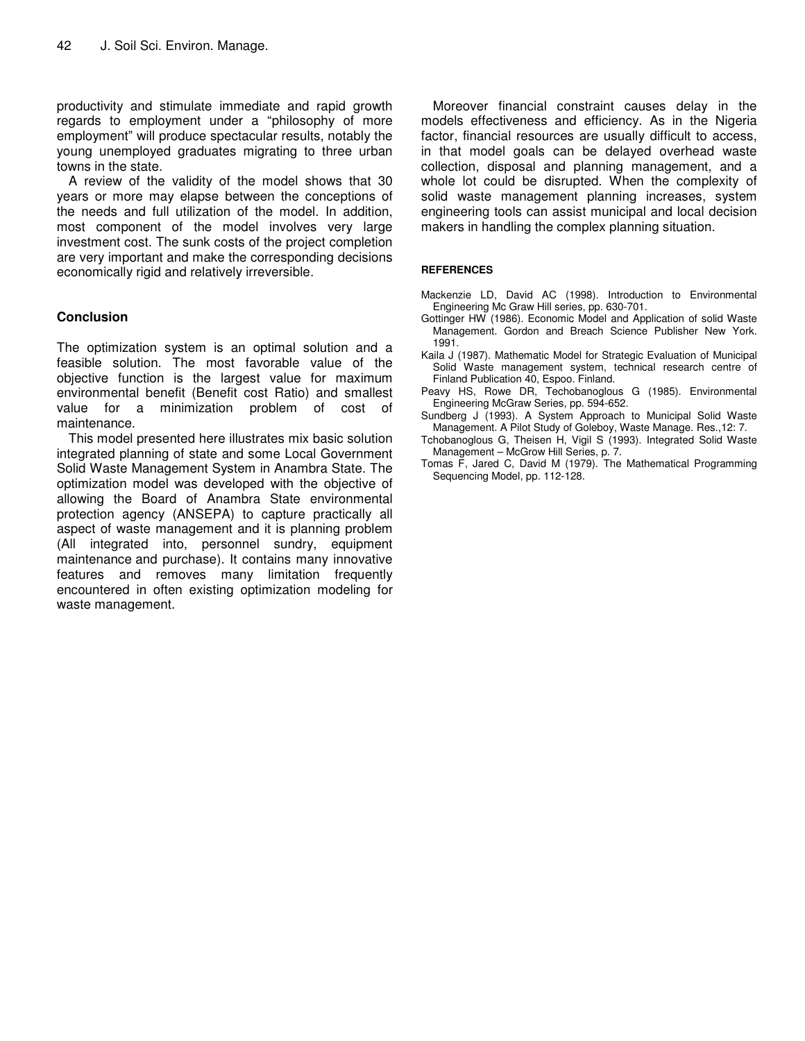productivity and stimulate immediate and rapid growth regards to employment under a "philosophy of more employment" will produce spectacular results, notably the young unemployed graduates migrating to three urban towns in the state.

A review of the validity of the model shows that 30 years or more may elapse between the conceptions of the needs and full utilization of the model. In addition, most component of the model involves very large investment cost. The sunk costs of the project completion are very important and make the corresponding decisions economically rigid and relatively irreversible.

## Conclusion

The optimization system is an optimal solution and a feasible solution. The most favorable value of the objective function is the largest value for maximum environmental benefit (Benefit cost Ratio) and smallest value for a minimization problem of cost of maintenance.

This model presented here illustrates mix basic solution integrated planning of state and some Local Government Solid Waste Management System in Anambra State. The optimization model was developed with the objective of allowing the Board of Anambra State environmental protection agency (ANSEPA) to capture practically all aspect of waste management and it is planning problem (All integrated into, personnel sundry, equipment maintenance and purchase). It contains many innovative features and removes many limitation frequently encountered in often existing optimization modeling for waste management.

Moreover financial constraint causes delay in the models effectiveness and efficiency. As in the Nigeria factor, financial resources are usually difficult to access, in that model goals can be delayed overhead waste collection, disposal and planning management, and a whole lot could be disrupted. When the complexity of solid waste management planning increases, system engineering tools can assist municipal and local decision makers in handling the complex planning situation.

## REFERENCES

Mackenzie LD, David AC (1998). Introduction to Environmental Engineering Mc Graw Hill series, pp. 630-701.

Gottinger HW (1986). Economic Model and Application of solid Waste Management. Gordon and Breach Science Publisher New York. 1991.

Kaila J (1987). Mathematic Model for Strategic Evaluation of Municipal Solid Waste management system, technical research centre of Finland Publication 40, Espoo. Finland.

Peavy HS, Rowe DR, Techobanoglous G (1985). Environmental Engineering McGraw Series, pp. 594-652.

Sundberg J (1993). A System Approach to Municipal Solid Waste Management. A Pilot Study of Goleboy, Waste Manage. Res.,12: 7.

Tchobanoglous G, Theisen H, Vigil S (1993). Integrated Solid Waste Management – McGrow Hill Series, p. 7.

Tomas F, Jared C, David M (1979). The Mathematical Programming Sequencing Model, pp. 112-128.